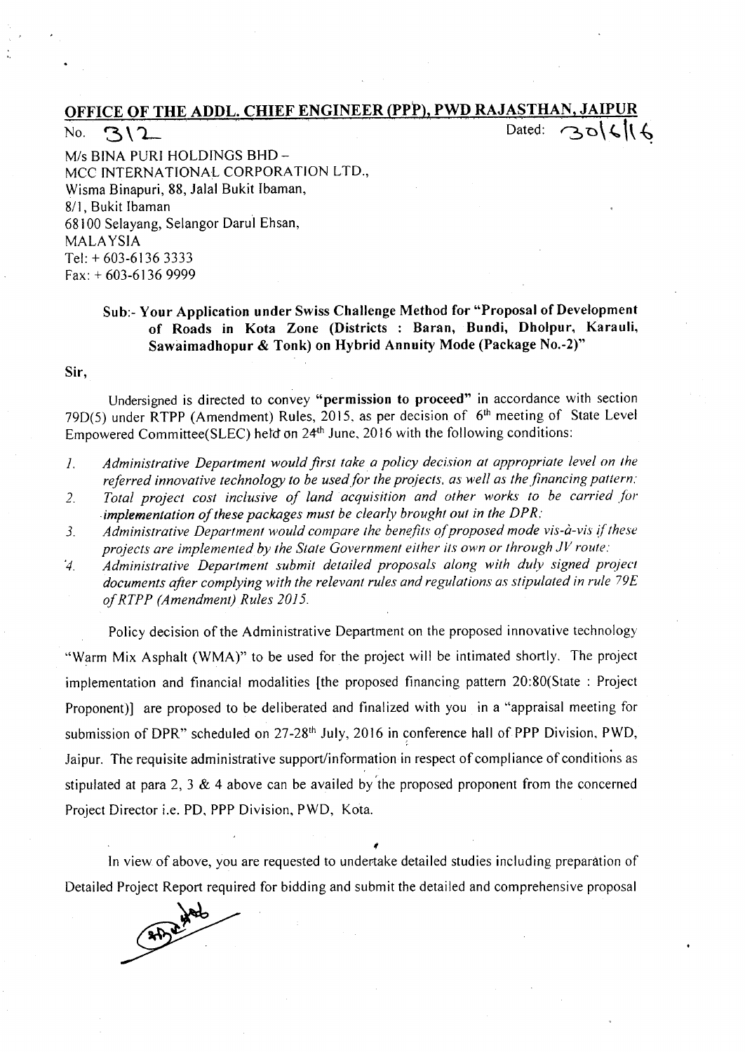## OFFICE OF THE ADDL. CHIEF ENGINEER (PPP), PWD RAJASTHAN, JAIPUR

No. 312 Dated: 30/6/16

M/s BINA PURI HOLDINGS BHD –
MCC INTERNATIONAL CORPORATION LTD.,
Wisma Binapuri, 88, Jalal Bukit Ibaman,
8/1, Bukit Ibaman
68100 Selayang, Selangor Darul Ehsan,
MALAYSIA
Tel: + 603-6136 3333
Fax: + 603-6136 9999

**Sub:- Your Application under Swiss Challenge Method for "Proposal of Development of Roads in Kota Zone (Districts : Baran, Bundi, Dholpur, Karauli, Sawaimadhopur & Tonk) on Hybrid Annuity Mode (Package No.-2)"**

**Sir,**

Undersigned is directed to convey **"permission to proceed"** in accordance with section 79D(5) under RTPP (Amendment) Rules, 2015, as per decision of 6th meeting of State Level Empowered Committee(SLEC) held on 24th June, 2016 with the following conditions:

1. *Administrative Department would first take a policy decision at appropriate level on the referred innovative technology to be used for the projects, as well as the financing pattern;*
2. *Total project cost inclusive of land acquisition and other works to be carried for implementation of these packages must be clearly brought out in the DPR;*
3. *Administrative Department would compare the benefits of proposed mode vis-à-vis if these projects are implemented by the State Government either its own or through JV route;*
4. *Administrative Department submit detailed proposals along with duly signed project documents after complying with the relevant rules and regulations as stipulated in rule 79E of RTPP (Amendment) Rules 2015.*

Policy decision of the Administrative Department on the proposed innovative technology "Warm Mix Asphalt (WMA)" to be used for the project will be intimated shortly. The project implementation and financial modalities [the proposed financing pattern 20:80(State : Project Proponent)] are proposed to be deliberated and finalized with you in a "appraisal meeting for submission of DPR" scheduled on 27-28th July, 2016 in conference hall of PPP Division, PWD, Jaipur. The requisite administrative support/information in respect of compliance of conditions as stipulated at para 2, 3 & 4 above can be availed by the proposed proponent from the concerned Project Director i.e. PD, PPP Division, PWD, Kota.

In view of above, you are requested to undertake detailed studies including preparation of Detailed Project Report required for bidding and submit the detailed and comprehensive proposal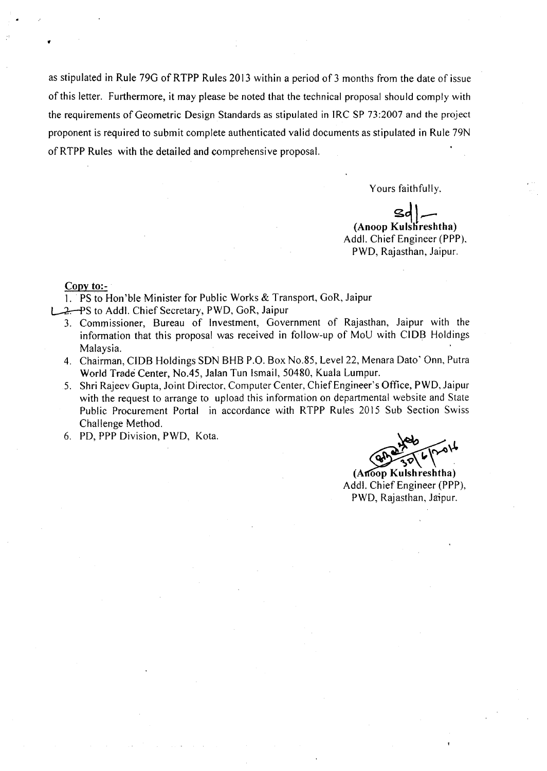as stipulated in Rule 79G of RTPP Rules 2013 within a period of 3 months from the date of issue of this letter. Furthermore, it may please be noted that the technical proposal should comply with the requirements of Geometric Design Standards as stipulated in IRC SP 73:2007 and the project proponent is required to submit complete authenticated valid documents as stipulated in Rule 79N of RTPP Rules with the detailed and comprehensive proposal.

Yours faithfully,

sd/-
**(Anoop Kulshreshtha)**
Addl. Chief Engineer (PPP),
PWD, Rajasthan, Jaipur.

**Copy to:-**

1. PS to Hon'ble Minister for Public Works & Transport, GoR, Jaipur
2. PS to Addl. Chief Secretary, PWD, GoR, Jaipur
3. Commissioner, Bureau of Investment, Government of Rajasthan, Jaipur with the information that this proposal was received in follow-up of MoU with CIDB Holdings Malaysia.
4. Chairman, CIDB Holdings SDN BHB P.O. Box No.85, Level 22, Menara Dato' Onn, Putra World Trade Center, No.45, Jalan Tun Ismail, 50480, Kuala Lumpur.
5. Shri Rajeev Gupta, Joint Director, Computer Center, Chief Engineer's Office, PWD, Jaipur with the request to arrange to upload this information on departmental website and State Public Procurement Portal in accordance with RTPP Rules 2015 Sub Section Swiss Challenge Method.
6. PD, PPP Division, PWD, Kota.

30/6/2016

**(Anoop Kulshreshtha)**
Addl. Chief Engineer (PPP),
PWD, Rajasthan, Jaipur.